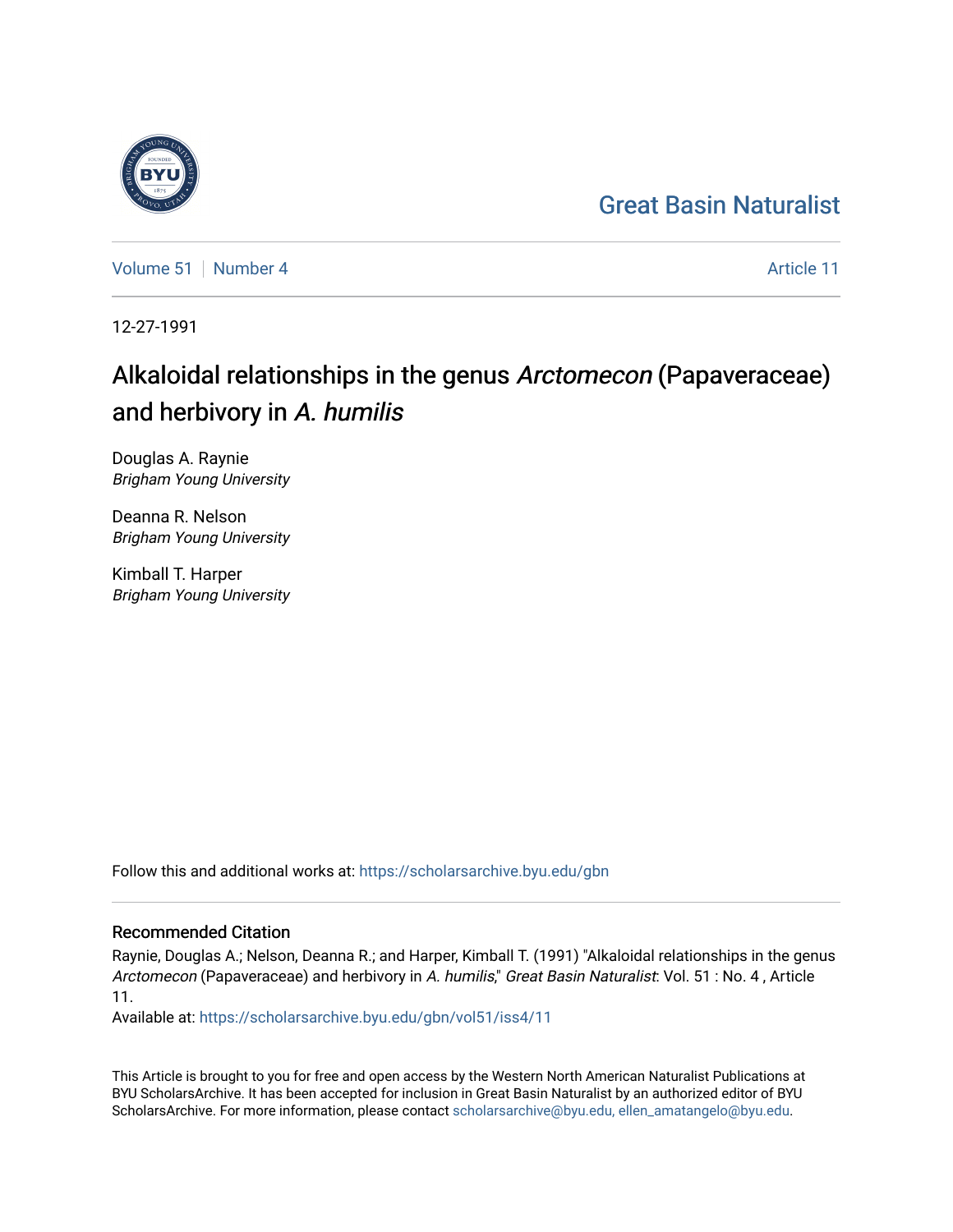# Great Basin Naturalist

Volume 51 | Number 4 | Article 11

12-27-1991

## Alkaloidal relationships in the genus *Arctomecon* (Papaveraceae) and herbivory in *A. humilis*

Douglas A. Raynie
*Brigham Young University*

Deanna R. Nelson
*Brigham Young University*

Kimball T. Harper
*Brigham Young University*

Follow this and additional works at: https://scholarsarchive.byu.edu/gbn

### Recommended Citation

Raynie, Douglas A.; Nelson, Deanna R.; and Harper, Kimball T. (1991) "Alkaloidal relationships in the genus *Arctomecon* (Papaveraceae) and herbivory in *A. humilis*," *Great Basin Naturalist*: Vol. 51 : No. 4 , Article 11.

Available at: https://scholarsarchive.byu.edu/gbn/vol51/iss4/11

This Article is brought to you for free and open access by the Western North American Naturalist Publications at BYU ScholarsArchive. It has been accepted for inclusion in Great Basin Naturalist by an authorized editor of BYU ScholarsArchive. For more information, please contact scholarsarchive@byu.edu, ellen_amatangelo@byu.edu.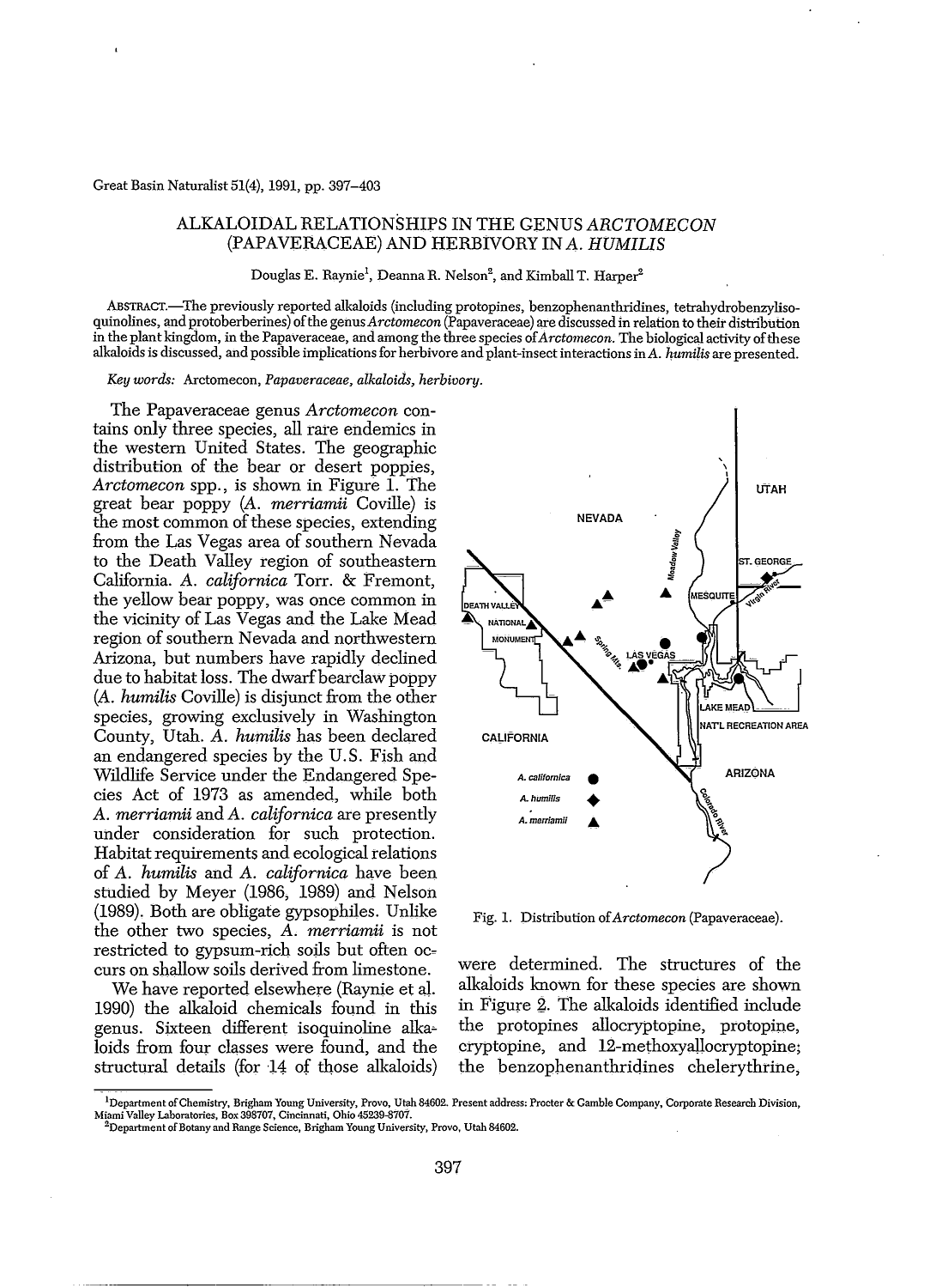Great Basin Naturalist 51(4), 1991, pp. 397–403

# ALKALOIDAL RELATIONSHIPS IN THE GENUS *ARCTOMECON* (PAPAVERACEAE) AND HERBIVORY IN *A. HUMILIS*

Douglas E. Raynie[1], Deanna R. Nelson[2], and Kimball T. Harper[2]

ABSTRACT.—The previously reported alkaloids (including protopines, benzophenanthridines, tetrahydrobenzylisoquinolines, and protoberberines) of the genus *Arctomecon* (Papaveraceae) are discussed in relation to their distribution in the plant kingdom, in the Papaveraceae, and among the three species of *Arctomecon*. The biological activity of these alkaloids is discussed, and possible implications for herbivore and plant-insect interactions in *A. humilis* are presented.

*Key words:* Arctomecon, *Papaveraceae, alkaloids, herbivory.*

The Papaveraceae genus *Arctomecon* contains only three species, all rare endemics in the western United States. The geographic distribution of the bear or desert poppies, *Arctomecon* spp., is shown in Figure 1. The great bear poppy (*A. merriamii* Coville) is the most common of these species, extending from the Las Vegas area of southern Nevada to the Death Valley region of southeastern California. *A. californica* Torr. & Fremont, the yellow bear poppy, was once common in the vicinity of Las Vegas and the Lake Mead region of southern Nevada and northwestern Arizona, but numbers have rapidly declined due to habitat loss. The dwarf bearclaw poppy (*A. humilis* Coville) is disjunct from the other species, growing exclusively in Washington County, Utah. *A. humilis* has been declared an endangered species by the U.S. Fish and Wildlife Service under the Endangered Species Act of 1973 as amended, while both *A. merriamii* and *A. californica* are presently under consideration for such protection. Habitat requirements and ecological relations of *A. humilis* and *A. californica* have been studied by Meyer (1986, 1989) and Nelson (1989). Both are obligate gypsophiles. Unlike the other two species, *A. merriamii* is not restricted to gypsum-rich soils but often occurs on shallow soils derived from limestone.

We have reported elsewhere (Raynie et al. 1990) the alkaloid chemicals found in this genus. Sixteen different isoquinoline alkaloids from four classes were found, and the structural details (for 14 of those alkaloids) were determined. The structures of the alkaloids known for these species are shown in Figure 2. The alkaloids identified include the protopines allocryptopine, protopine, cryptopine, and 12-methoxyallocryptopine; the benzophenanthridines chelerythrine,

Fig. 1. Distribution of *Arctomecon* (Papaveraceae).

[1]Department of Chemistry, Brigham Young University, Provo, Utah 84602. Present address: Procter & Gamble Company, Corporate Research Division, Miami Valley Laboratories, Box 398707, Cincinnati, Ohio 45239-8707.

[2]Department of Botany and Range Science, Brigham Young University, Provo, Utah 84602.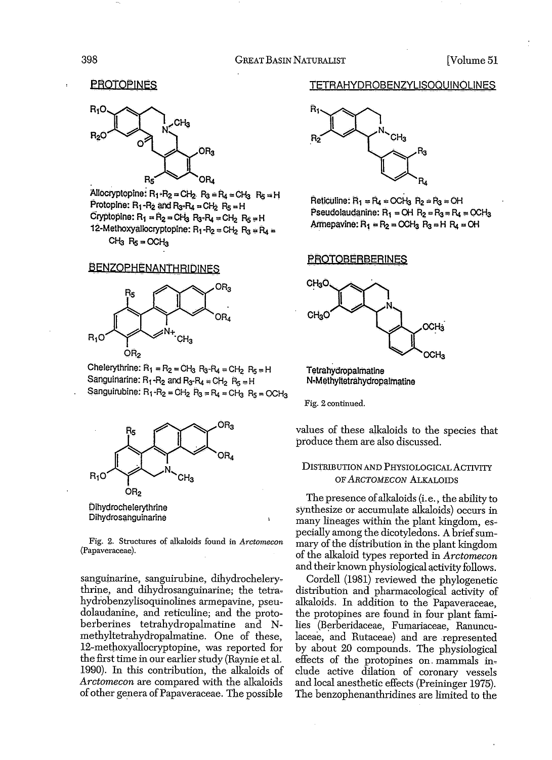PROTOPINES

Allocryptopine: $R_1$-$R_2$ = $CH_2$ $R_3$ = $R_4$ = $CH_3$ $R_5$ = H
Protopine: $R_1$-$R_2$ and $R_3$-$R_4$ = $CH_2$ $R_5$ = H
Cryptopine: $R_1$ = $R_2$ = $CH_3$ $R_3$-$R_4$ = $CH_2$ $R_5$ = H
12-Methoxyallocryptopine: $R_1$-$R_2$ = $CH_2$ $R_3$ = $R_4$ = $CH_3$ $R_5$ = $OCH_3$

BENZOPHENANTHRIDINES

Chelerythrine: $R_1$ = $R_2$ = $CH_3$ $R_3$-$R_4$ = $CH_2$ $R_5$ = H
Sanguinarine: $R_1$-$R_2$ and $R_3$-$R_4$ = $CH_2$ $R_5$ = H
Sanguirubine: $R_1$-$R_2$ = $CH_2$ $R_3$ = $R_4$ = $CH_3$ $R_5$ = $OCH_3$

Dihydrochelerythrine
Dihydrosanguinarine

TETRAHYDROBENZYLISOQUINOLINES

Reticuline: $R_1$ = $R_4$ = $OCH_3$ $R_2$ = $R_3$ = OH
Pseudolaudanine: $R_1$ = OH $R_2$ = $R_3$ = $R_4$ = $OCH_3$
Armepavine: $R_1$ = $R_2$ = $OCH_3$ $R_3$ = H $R_4$ = OH

PROTOBERBERINES

Tetrahydropalmatine
N-Methyltetrahydropalmatine

Fig. 2. Structures of alkaloids found in *Arctomecon* (Papaveraceae).

Fig. 2 continued.

sanguinarine, sanguirubine, dihydrochelerythrine, and dihydrosanguinarine; the tetrahydrobenzylisoquinolines armepavine, pseudolaudanine, and reticuline; and the protoberberines tetrahydropalmatine and N-methyltetrahydropalmatine. One of these, 12-methoxyallocryptopine, was reported for the first time in our earlier study (Raynie et al. 1990). In this contribution, the alkaloids of *Arctomecon* are compared with the alkaloids of other genera of Papaveraceae. The possible values of these alkaloids to the species that produce them are also discussed.

## Distribution and Physiological Activity of *Arctomecon* Alkaloids

The presence of alkaloids (i.e., the ability to synthesize or accumulate alkaloids) occurs in many lineages within the plant kingdom, especially among the dicotyledons. A brief summary of the distribution in the plant kingdom of the alkaloid types reported in *Arctomecon* and their known physiological activity follows.

Cordell (1981) reviewed the phylogenetic distribution and pharmacological activity of alkaloids. In addition to the Papaveraceae, the protopines are found in four plant families (Berberidaceae, Fumariaceae, Ranunculaceae, and Rutaceae) and are represented by about 20 compounds. The physiological effects of the protopines on mammals include active dilation of coronary vessels and local anesthetic effects (Preininger 1975). The benzophenanthridines are limited to the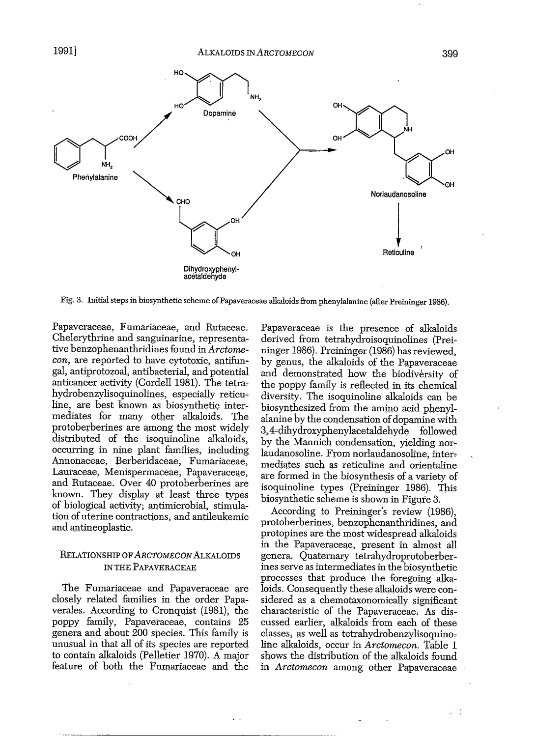Fig. 3. Initial steps in biosynthetic scheme of Papaveraceae alkaloids from phenylalanine (after Preininger 1986).

Papaveraceae, Fumariaceae, and Rutaceae. Chelerythrine and sanguinarine, representative benzophenanthridines found in *Arctomecon*, are reported to have cytotoxic, antifungal, antiprotozoal, antibacterial, and potential anticancer activity (Cordell 1981). The tetrahydrobenzylisoquinolines, especially reticuline, are best known as biosynthetic intermediates for many other alkaloids. The protoberberines are among the most widely distributed of the isoquinoline alkaloids, occurring in nine plant families, including Annonaceae, Berberidaceae, Fumariaceae, Lauraceae, Menispermaceae, Papaveraceae, and Rutaceae. Over 40 protoberberines are known. They display at least three types of biological activity; antimicrobial, stimulation of uterine contractions, and antileukemic and antineoplastic.

## Relationship of *Arctomecon* Alkaloids in the Papaveraceae

The Fumariaceae and Papaveraceae are closely related families in the order Papaverales. According to Cronquist (1981), the poppy family, Papaveraceae, contains 25 genera and about 200 species. This family is unusual in that all of its species are reported to contain alkaloids (Pelletier 1970). A major feature of both the Fumariaceae and the Papaveraceae is the presence of alkaloids derived from tetrahydroisoquinolines (Preininger 1986). Preininger (1986) has reviewed, by genus, the alkaloids of the Papaveraceae and demonstrated how the biodiversity of the poppy family is reflected in its chemical diversity. The isoquinoline alkaloids can be biosynthesized from the amino acid phenylalanine by the condensation of dopamine with 3,4-dihydroxyphenylacetaldehyde followed by the Mannich condensation, yielding norlaudanosoline. From norlaudanosoline, intermediates such as reticuline and orientaline are formed in the biosynthesis of a variety of isoquinoline types (Preininger 1986). This biosynthetic scheme is shown in Figure 3.

According to Preininger's review (1986), protoberberines, benzophenanthridines, and protopines are the most widespread alkaloids in the Papaveraceae, present in almost all genera. Quaternary tetrahydroprotoberberines serve as intermediates in the biosynthetic processes that produce the foregoing alkaloids. Consequently these alkaloids were considered as a chemotaxonomically significant characteristic of the Papaveraceae. As discussed earlier, alkaloids from each of these classes, as well as tetrahydrobenzylisoquinoline alkaloids, occur in *Arctomecon*. Table 1 shows the distribution of the alkaloids found in *Arctomecon* among other Papaveraceae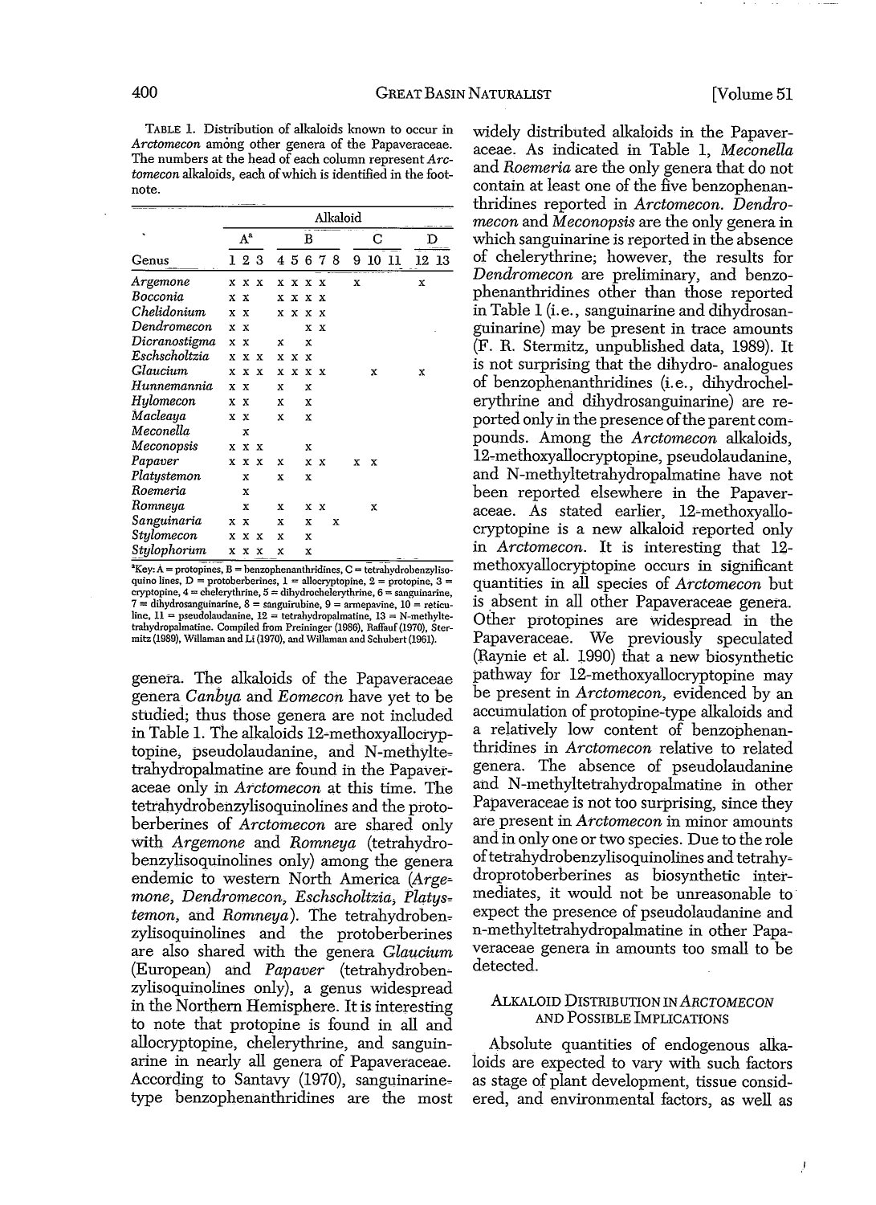TABLE 1. Distribution of alkaloids known to occur in *Arctomecon* among other genera of the Papaveraceae. The numbers at the head of each column represent *Arctomecon* alkaloids, each of which is identified in the footnote.

| | Alkaloid | | | | | | | | | | | | |
|---|---|---|---|---|---|---|---|---|---|---|---|---|---|
| | A[a] | | | B | | | | | C | | | D | |
| Genus | 1 | 2 | 3 | 4 | 5 | 6 | 7 | 8 | 9 | 10 | 11 | 12 | 13 |
| *Argemone* | x | x | x | x | x | x | x | | x | | | x | |
| *Bocconia* | x | x | | x | x | x | x | | | | | | |
| *Chelidonium* | x | x | | x | x | x | x | | | | | | |
| *Dendromecon* | x | x | | | | x | x | | | | | | |
| *Dicranostigma* | x | x | | x | | x | | | | | | | |
| *Eschscholtzia* | x | x | x | x | x | x | | | | | | | |
| *Glaucium* | x | x | x | x | x | x | x | | | | x | | x |
| *Hunnemannia* | x | x | | x | | x | | | | | | | |
| *Hylomecon* | x | x | | x | | x | | | | | | | |
| *Macleaya* | x | x | | x | | x | | | | | | | |
| *Meconella* | | x | | | | | | | | | | | |
| *Meconopsis* | x | x | x | | | x | | | | | | | |
| *Papaver* | x | x | x | x | | x | x | | x | x | | | |
| *Platystemon* | | x | | x | | x | | | | | | | |
| *Roemeria* | | x | | | | | | | | | | | |
| *Romneya* | | x | | x | | x | x | | | | x | | |
| *Sanguinaria* | x | x | | x | | x | | x | | | | | |
| *Stylomecon* | x | x | x | x | | x | | | | | | | |
| *Stylophorum* | x | x | x | x | | x | | | | | | | |

[a]Key: A = protopines, B = benzophenanthridines, C = tetrahydrobenzylisoquinolines, D = protoberberines, 1 = allocryptopine, 2 = protopine, 3 = cryptopine, 4 = chelerythrine, 5 = dihydrochelerythrine, 6 = sanguinarine, 7 = dihydrosanguinarine, 8 = sanguirubine, 9 = armepavine, 10 = reticuline, 11 = pseudolaudanine, 12 = tetrahydropalmatine, 13 = N-methyltetrahydropalmatine. Compiled from Preininger (1986), Raffauf (1970), Stermitz (1989), Willaman and Li (1970), and Willaman and Schubert (1961).

genera. The alkaloids of the Papaveraceae genera *Canbya* and *Eomecon* have yet to be studied; thus those genera are not included in Table 1. The alkaloids 12-methoxyallocryptopine, pseudolaudanine, and N-methyltetrahydropalmatine are found in the Papaveraceae only in *Arctomecon* at this time. The tetrahydrobenzylisoquinolines and the protoberberines of *Arctomecon* are shared only with *Argemone* and *Romneya* (tetrahydrobenzylisoquinolines only) among the genera endemic to western North America (*Argemone, Dendromecon, Eschscholtzia, Platystemon,* and *Romneya*). The tetrahydrobenzylisoquinolines and the protoberberines are also shared with the genera *Glaucium* (European) and *Papaver* (tetrahydrobenzylisoquinolines only), a genus widespread in the Northern Hemisphere. It is interesting to note that protopine is found in all and allocryptopine, chelerythrine, and sanguinarine in nearly all genera of Papaveraceae. According to Santavy (1970), sanguinarine-type benzophenanthridines are the most widely distributed alkaloids in the Papaveraceae. As indicated in Table 1, *Meconella* and *Roemeria* are the only genera that do not contain at least one of the five benzophenanthridines reported in *Arctomecon*. *Dendromecon* and *Meconopsis* are the only genera in which sanguinarine is reported in the absence of chelerythrine; however, the results for *Dendromecon* are preliminary, and benzophenanthridines other than those reported in Table 1 (i.e., sanguinarine and dihydrosanguinarine) may be present in trace amounts (F. R. Stermitz, unpublished data, 1989). It is not surprising that the dihydro- analogues of benzophenanthridines (i.e., dihydrochelerythrine and dihydrosanguinarine) are reported only in the presence of the parent compounds. Among the *Arctomecon* alkaloids, 12-methoxyallocryptopine, pseudolaudanine, and N-methyltetrahydropalmatine have not been reported elsewhere in the Papaveraceae. As stated earlier, 12-methoxyallocryptopine is a new alkaloid reported only in *Arctomecon*. It is interesting that 12-methoxyallocryptopine occurs in significant quantities in all species of *Arctomecon* but is absent in all other Papaveraceae genera. Other protopines are widespread in the Papaveraceae. We previously speculated (Raynie et al. 1990) that a new biosynthetic pathway for 12-methoxyallocryptopine may be present in *Arctomecon*, evidenced by an accumulation of protopine-type alkaloids and a relatively low content of benzophenanthridines in *Arctomecon* relative to related genera. The absence of pseudolaudanine and N-methyltetrahydropalmatine in other Papaveraceae is not too surprising, since they are present in *Arctomecon* in minor amounts and in only one or two species. Due to the role of tetrahydrobenzylisoquinolines and tetrahydroprotoberberines as biosynthetic intermediates, it would not be unreasonable to expect the presence of pseudolaudanine and n-methyltetrahydropalmatine in other Papaveraceae genera in amounts too small to be detected.

## ALKALOID DISTRIBUTION IN *ARCTOMECON* AND POSSIBLE IMPLICATIONS

Absolute quantities of endogenous alkaloids are expected to vary with such factors as stage of plant development, tissue considered, and environmental factors, as well as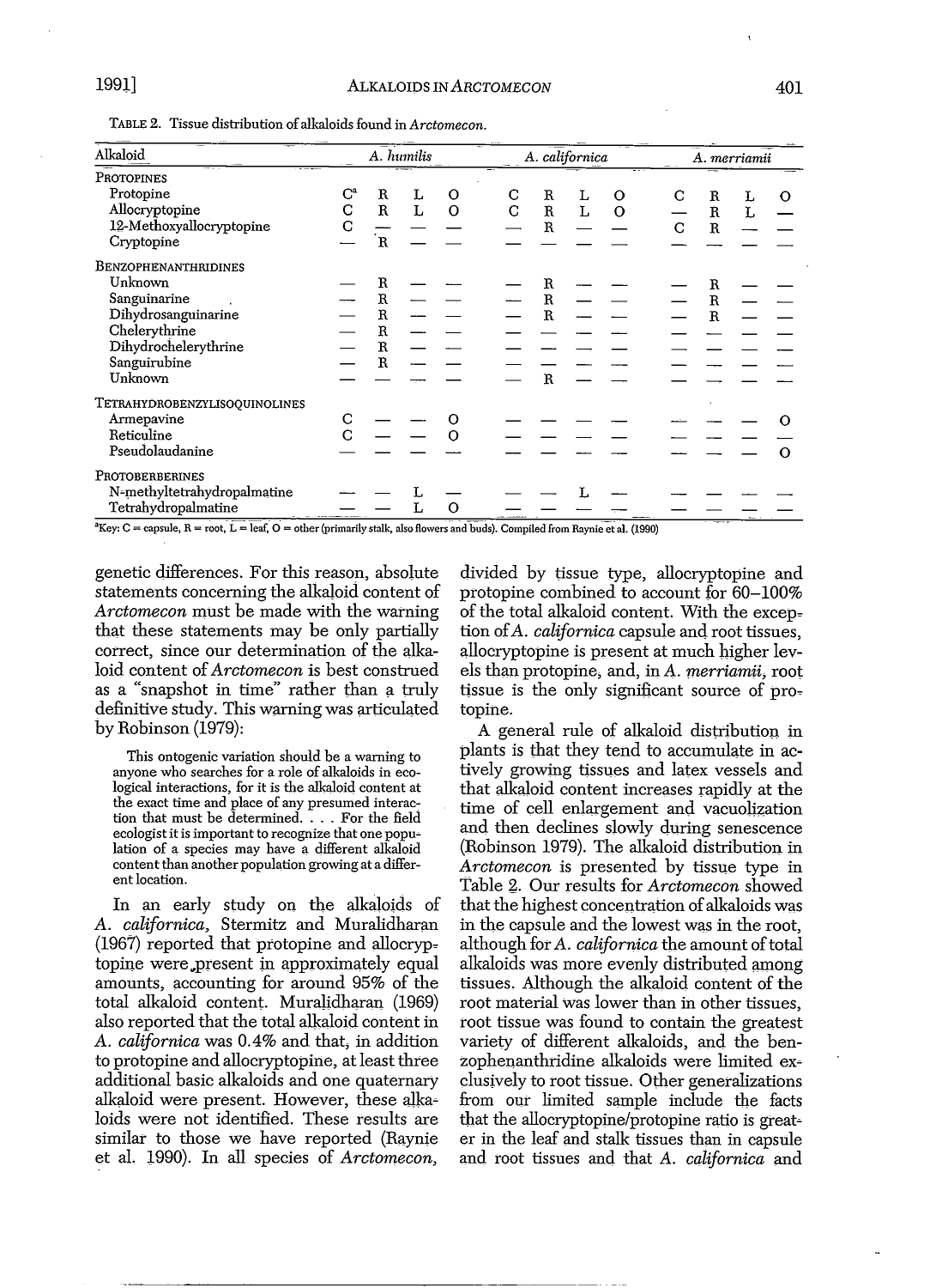TABLE 2. Tissue distribution of alkaloids found in *Arctomecon*.

| Alkaloid | *A. humilis* | | | | *A. californica* | | | | *A. merriamii* | | | |
|---|---|---|---|---|---|---|---|---|---|---|---|---|
| PROTOPINES | | | | | | | | | | | | |
| Protopine | C[a] | R | L | O | C | R | L | O | C | R | L | O |
| Allocryptopine | C | R | L | O | C | R | L | O | — | R | L | — |
| 12-Methoxyallocryptopine | C | — | — | — | — | R | — | — | C | R | — | — |
| Cryptopine | — | R | — | — | — | — | — | — | — | — | — | — |
| BENZOPHENANTHRIDINES | | | | | | | | | | | | |
| Unknown | — | R | — | — | — | R | — | — | — | R | — | — |
| Sanguinarine | — | R | — | — | — | R | — | — | — | R | — | — |
| Dihydrosanguinarine | — | R | — | — | — | R | — | — | — | R | — | — |
| Chelerythrine | — | R | — | — | — | — | — | — | — | — | — | — |
| Dihydrochelerythrine | — | R | — | — | — | — | — | — | — | — | — | — |
| Sanguirubine | — | R | — | — | — | — | — | — | — | — | — | — |
| Unknown | — | — | — | — | — | R | — | — | — | — | — | — |
| TETRAHYDROBENZYLISOQUINOLINES | | | | | | | | | | | | |
| Armepavine | C | — | — | O | — | — | — | — | — | — | — | O |
| Reticuline | C | — | — | O | — | — | — | — | — | — | — | — |
| Pseudolaudanine | — | — | — | — | — | — | — | — | — | — | — | O |
| PROTOBERBERINES | | | | | | | | | | | | |
| N-methyltetrahydropalmatine | — | — | L | — | — | — | L | — | — | — | — | — |
| Tetrahydropalmatine | — | — | L | O | — | — | — | — | — | — | — | — |

[a]Key: C = capsule, R = root, L = leaf, O = other (primarily stalk, also flowers and buds). Compiled from Raynie et al. (1990)

genetic differences. For this reason, absolute statements concerning the alkaloid content of *Arctomecon* must be made with the warning that these statements may be only partially correct, since our determination of the alkaloid content of *Arctomecon* is best construed as a "snapshot in time" rather than a truly definitive study. This warning was articulated by Robinson (1979):

> This ontogenic variation should be a warning to anyone who searches for a role of alkaloids in ecological interactions, for it is the alkaloid content at the exact time and place of any presumed interaction that must be determined. . . . For the field ecologist it is important to recognize that one population of a species may have a different alkaloid content than another population growing at a different location.

In an early study on the alkaloids of *A. californica*, Stermitz and Muralidharan (1967) reported that protopine and allocryptopine were present in approximately equal amounts, accounting for around 95% of the total alkaloid content. Muralidharan (1969) also reported that the total alkaloid content in *A. californica* was 0.4% and that, in addition to protopine and allocryptopine, at least three additional basic alkaloids and one quaternary alkaloid were present. However, these alkaloids were not identified. These results are similar to those we have reported (Raynie et al. 1990). In all species of *Arctomecon*, divided by tissue type, allocryptopine and protopine combined to account for 60–100% of the total alkaloid content. With the exception of *A. californica* capsule and root tissues, allocryptopine is present at much higher levels than protopine, and, in *A. merriamii*, root tissue is the only significant source of protopine.

A general rule of alkaloid distribution in plants is that they tend to accumulate in actively growing tissues and latex vessels and that alkaloid content increases rapidly at the time of cell enlargement and vacuolization and then declines slowly during senescence (Robinson 1979). The alkaloid distribution in *Arctomecon* is presented by tissue type in Table 2. Our results for *Arctomecon* showed that the highest concentration of alkaloids was in the capsule and the lowest was in the root, although for *A. californica* the amount of total alkaloids was more evenly distributed among tissues. Although the alkaloid content of the root material was lower than in other tissues, root tissue was found to contain the greatest variety of different alkaloids, and the benzophenanthridine alkaloids were limited exclusively to root tissue. Other generalizations from our limited sample include the facts that the allocryptopine/protopine ratio is greater in the leaf and stalk tissues than in capsule and root tissues and that *A. californica* and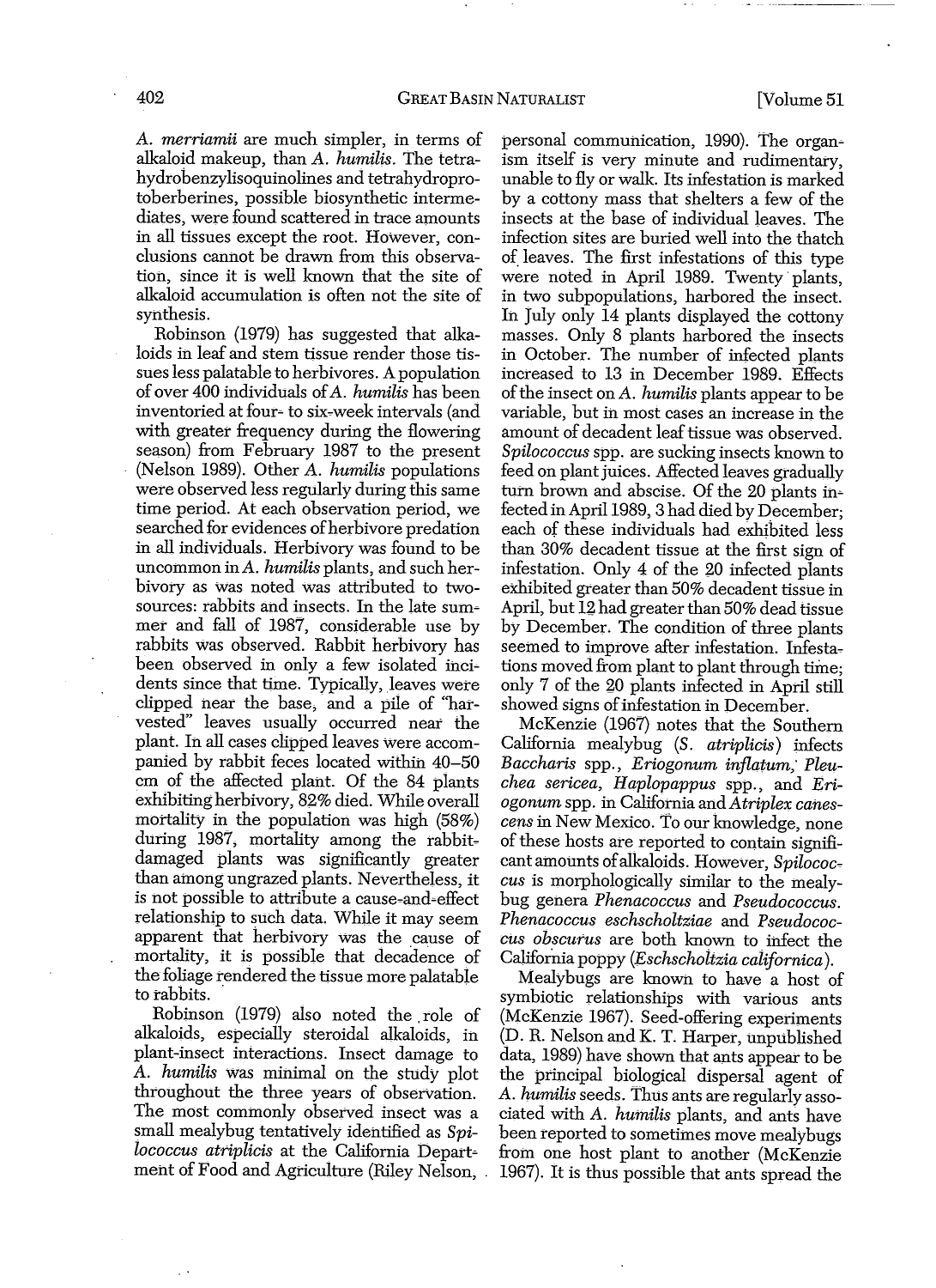*A. merriamii* are much simpler, in terms of alkaloid makeup, than *A. humilis*. The tetrahydrobenzylisoquinolines and tetrahydroprotoberberines, possible biosynthetic intermediates, were found scattered in trace amounts in all tissues except the root. However, conclusions cannot be drawn from this observation, since it is well known that the site of alkaloid accumulation is often not the site of synthesis.

Robinson (1979) has suggested that alkaloids in leaf and stem tissue render those tissues less palatable to herbivores. A population of over 400 individuals of *A. humilis* has been inventoried at four- to six-week intervals (and with greater frequency during the flowering season) from February 1987 to the present (Nelson 1989). Other *A. humilis* populations were observed less regularly during this same time period. At each observation period, we searched for evidences of herbivore predation in all individuals. Herbivory was found to be uncommon in *A. humilis* plants, and such herbivory as was noted was attributed to two sources: rabbits and insects. In the late summer and fall of 1987, considerable use by rabbits was observed. Rabbit herbivory has been observed in only a few isolated incidents since that time. Typically, leaves were clipped near the base, and a pile of "harvested" leaves usually occurred near the plant. In all cases clipped leaves were accompanied by rabbit feces located within 40–50 cm of the affected plant. Of the 84 plants exhibiting herbivory, 82% died. While overall mortality in the population was high (58%) during 1987, mortality among the rabbit-damaged plants was significantly greater than among ungrazed plants. Nevertheless, it is not possible to attribute a cause-and-effect relationship to such data. While it may seem apparent that herbivory was the cause of mortality, it is possible that decadence of the foliage rendered the tissue more palatable to rabbits.

Robinson (1979) also noted the role of alkaloids, especially steroidal alkaloids, in plant-insect interactions. Insect damage to *A. humilis* was minimal on the study plot throughout the three years of observation. The most commonly observed insect was a small mealybug tentatively identified as *Spilococcus atriplicis* at the California Department of Food and Agriculture (Riley Nelson, personal communication, 1990). The organism itself is very minute and rudimentary, unable to fly or walk. Its infestation is marked by a cottony mass that shelters a few of the insects at the base of individual leaves. The infection sites are buried well into the thatch of leaves. The first infestations of this type were noted in April 1989. Twenty plants, in two subpopulations, harbored the insect. In July only 14 plants displayed the cottony masses. Only 8 plants harbored the insects in October. The number of infected plants increased to 13 in December 1989. Effects of the insect on *A. humilis* plants appear to be variable, but in most cases an increase in the amount of decadent leaf tissue was observed. *Spilococcus* spp. are sucking insects known to feed on plant juices. Affected leaves gradually turn brown and abscise. Of the 20 plants infected in April 1989, 3 had died by December; each of these individuals had exhibited less than 30% decadent tissue at the first sign of infestation. Only 4 of the 20 infected plants exhibited greater than 50% decadent tissue in April, but 12 had greater than 50% dead tissue by December. The condition of three plants seemed to improve after infestation. Infestations moved from plant to plant through time; only 7 of the 20 plants infected in April still showed signs of infestation in December.

McKenzie (1967) notes that the Southern California mealybug (*S. atriplicis*) infects *Baccharis* spp., *Eriogonum inflatum*, *Pleuchea sericea*, *Haplopappus* spp., and *Eriogonum* spp. in California and *Atriplex canescens* in New Mexico. To our knowledge, none of these hosts are reported to contain significant amounts of alkaloids. However, *Spilococcus* is morphologically similar to the mealybug genera *Phenacoccus* and *Pseudococcus*. *Phenacoccus eschscholtziae* and *Pseudococcus obscurus* are both known to infect the California poppy (*Eschscholtzia californica*).

Mealybugs are known to have a host of symbiotic relationships with various ants (McKenzie 1967). Seed-offering experiments (D. R. Nelson and K. T. Harper, unpublished data, 1989) have shown that ants appear to be the principal biological dispersal agent of *A. humilis* seeds. Thus ants are regularly associated with *A. humilis* plants, and ants have been reported to sometimes move mealybugs from one host plant to another (McKenzie 1967). It is thus possible that ants spread the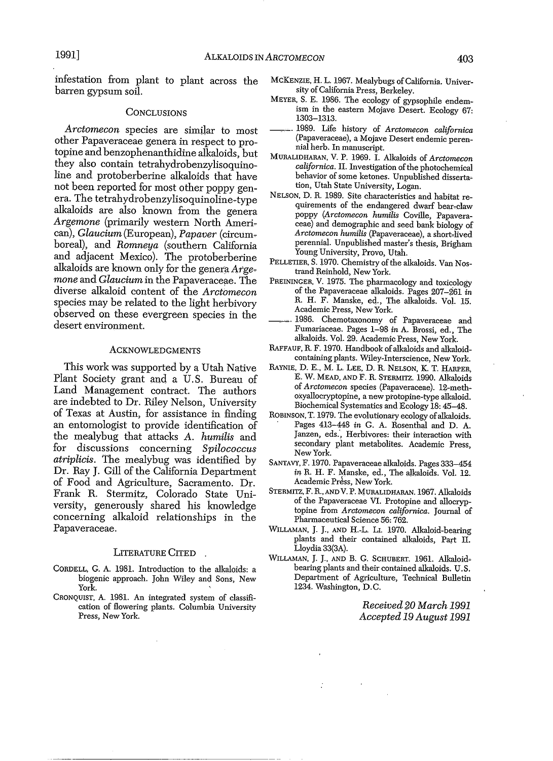infestation from plant to plant across the barren gypsum soil.

## Conclusions

*Arctomecon* species are similar to most other Papaveraceae genera in respect to protopine and benzophenanthidine alkaloids, but they also contain tetrahydrobenzylisoquinoline and protoberberine alkaloids that have not been reported for most other poppy genera. The tetrahydrobenzylisoquinoline-type alkaloids are also known from the genera *Argemone* (primarily western North American), *Glaucium* (European), *Papaver* (circumboreal), and *Romneya* (southern California and adjacent Mexico). The protoberberine alkaloids are known only for the genera *Argemone* and *Glaucium* in the Papaveraceae. The diverse alkaloid content of the *Arctomecon* species may be related to the light herbivory observed on these evergreen species in the desert environment.

## Acknowledgments

This work was supported by a Utah Native Plant Society grant and a U.S. Bureau of Land Management contract. The authors are indebted to Dr. Riley Nelson, University of Texas at Austin, for assistance in finding an entomologist to provide identification of the mealybug that attacks *A. humilis* and for discussions concerning *Spilococcus atriplicis*. The mealybug was identified by Dr. Ray J. Gill of the California Department of Food and Agriculture, Sacramento. Dr. Frank R. Stermitz, Colorado State University, generously shared his knowledge concerning alkaloid relationships in the Papaveraceae.

## Literature Cited

Cordell, G. A. 1981. Introduction to the alkaloids: a biogenic approach. John Wiley and Sons, New York.

Cronquist, A. 1981. An integrated system of classification of flowering plants. Columbia University Press, New York.

McKenzie, H. L. 1967. Mealybugs of California. University of California Press, Berkeley.

Meyer, S. E. 1986. The ecology of gypsophile endemism in the eastern Mojave Desert. Ecology 67: 1303–1313.

———. 1989. Life history of *Arctomecon californica* (Papaveraceae), a Mojave Desert endemic perennial herb. In manuscript.

Muralidharan, V. P. 1969. I. Alkaloids of *Arctomecon californica*. II. Investigation of the photochemical behavior of some ketones. Unpublished dissertation, Utah State University, Logan.

Nelson, D. R. 1989. Site characteristics and habitat requirements of the endangered dwarf bear-claw poppy (*Arctomecon humilis* Coville, Papaveraceae) and demographic and seed bank biology of *Arctomecon humilis* (Papaveraceae), a short-lived perennial. Unpublished master's thesis, Brigham Young University, Provo, Utah.

Pelletier, S. 1970. Chemistry of the alkaloids. Van Nostrand Reinhold, New York.

Preininger, V. 1975. The pharmacology and toxicology of the Papaveraceae alkaloids. Pages 207–261 *in* R. H. F. Manske, ed., The alkaloids. Vol. 15. Academic Press, New York.

———. 1986. Chemotaxonomy of Papaveraceae and Fumariaceae. Pages 1–98 *in* A. Brossi, ed., The alkaloids. Vol. 29. Academic Press, New York.

Raffauf, R. F. 1970. Handbook of alkaloids and alkaloid-containing plants. Wiley-Interscience, New York.

Raynie, D. E., M. L. Lee, D. R. Nelson, K. T. Harper, E. W. Mead, and F. R. Stermitz. 1990. Alkaloids of *Arctomecon* species (Papaveraceae). 12-methoxyallocryptopine, a new protopine-type alkaloid. Biochemical Systematics and Ecology 18: 45–48.

Robinson, T. 1979. The evolutionary ecology of alkaloids. Pages 413–448 *in* G. A. Rosenthal and D. A. Janzen, eds., Herbivores: their interaction with secondary plant metabolites. Academic Press, New York.

Santavy, F. 1970. Papaveraceae alkaloids. Pages 333–454 *in* R. H. F. Manske, ed., The alkaloids. Vol. 12. Academic Press, New York.

Stermitz, F. R., and V. P. Muralidharan. 1967. Alkaloids of the Papaveraceae VI. Protopine and allocryptopine from *Arctomecon californica*. Journal of Pharmaceutical Science 56: 762.

Willaman, J. J., and H.-L. Li. 1970. Alkaloid-bearing plants and their contained alkaloids, Part II. Lloydia 33(3A).

Willaman, J. J., and B. G. Schubert. 1961. Alkaloid-bearing plants and their contained alkaloids. U.S. Department of Agriculture, Technical Bulletin 1234. Washington, D.C.

*Received 20 March 1991*
*Accepted 19 August 1991*